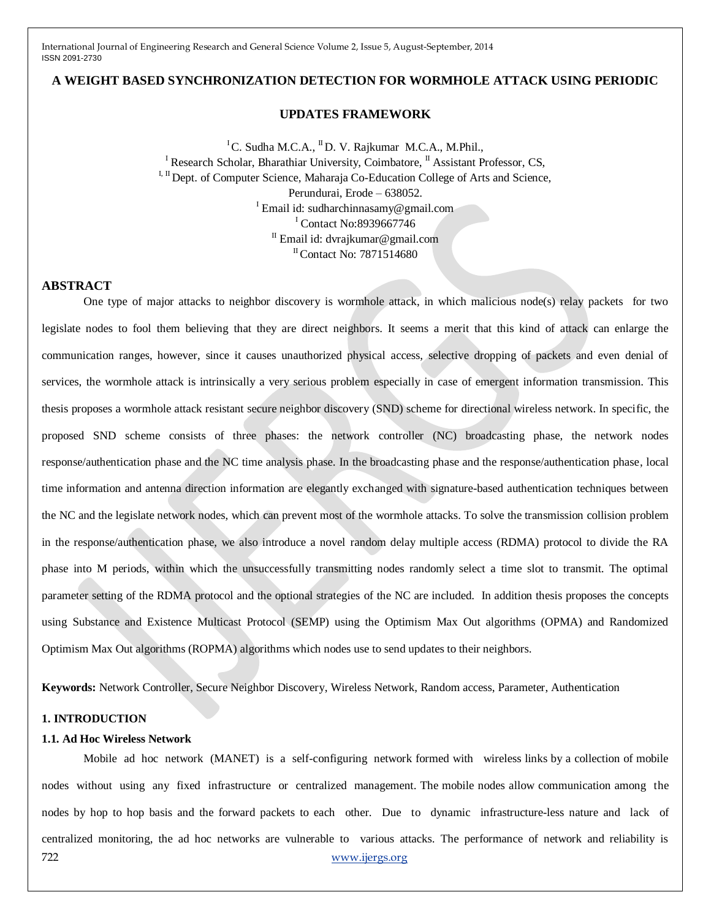# A WEIGHT BASED SYNCHRONIZATION DETECTION FOR WORMHOLE ATTACK USING PERIODIC UPDATES FRAMEWORK

[I] C. Sudha M.C.A., [II] D. V. Rajkumar M.C.A., M.Phil.,

[I] Research Scholar, Bharathiar University, Coimbatore, [II] Assistant Professor, CS,

[I, II] Dept. of Computer Science, Maharaja Co-Education College of Arts and Science,

Perundurai, Erode – 638052.

[I] Email id: sudharchinnasamy@gmail.com

[I] Contact No:8939667746

[II] Email id: dvrajkumar@gmail.com

[II] Contact No: 7871514680

## ABSTRACT

One type of major attacks to neighbor discovery is wormhole attack, in which malicious node(s) relay packets for two legislate nodes to fool them believing that they are direct neighbors. It seems a merit that this kind of attack can enlarge the communication ranges, however, since it causes unauthorized physical access, selective dropping of packets and even denial of services, the wormhole attack is intrinsically a very serious problem especially in case of emergent information transmission. This thesis proposes a wormhole attack resistant secure neighbor discovery (SND) scheme for directional wireless network. In specific, the proposed SND scheme consists of three phases: the network controller (NC) broadcasting phase, the network nodes response/authentication phase and the NC time analysis phase. In the broadcasting phase and the response/authentication phase, local time information and antenna direction information are elegantly exchanged with signature-based authentication techniques between the NC and the legislate network nodes, which can prevent most of the wormhole attacks. To solve the transmission collision problem in the response/authentication phase, we also introduce a novel random delay multiple access (RDMA) protocol to divide the RA phase into M periods, within which the unsuccessfully transmitting nodes randomly select a time slot to transmit. The optimal parameter setting of the RDMA protocol and the optional strategies of the NC are included. In addition thesis proposes the concepts using Substance and Existence Multicast Protocol (SEMP) using the Optimism Max Out algorithms (OPMA) and Randomized Optimism Max Out algorithms (ROPMA) algorithms which nodes use to send updates to their neighbors.

**Keywords:** Network Controller, Secure Neighbor Discovery, Wireless Network, Random access, Parameter, Authentication

## 1. INTRODUCTION

### 1.1. Ad Hoc Wireless Network

Mobile ad hoc network (MANET) is a self-configuring network formed with wireless links by a collection of mobile nodes without using any fixed infrastructure or centralized management. The mobile nodes allow communication among the nodes by hop to hop basis and the forward packets to each other. Due to dynamic infrastructure-less nature and lack of centralized monitoring, the ad hoc networks are vulnerable to various attacks. The performance of network and reliability is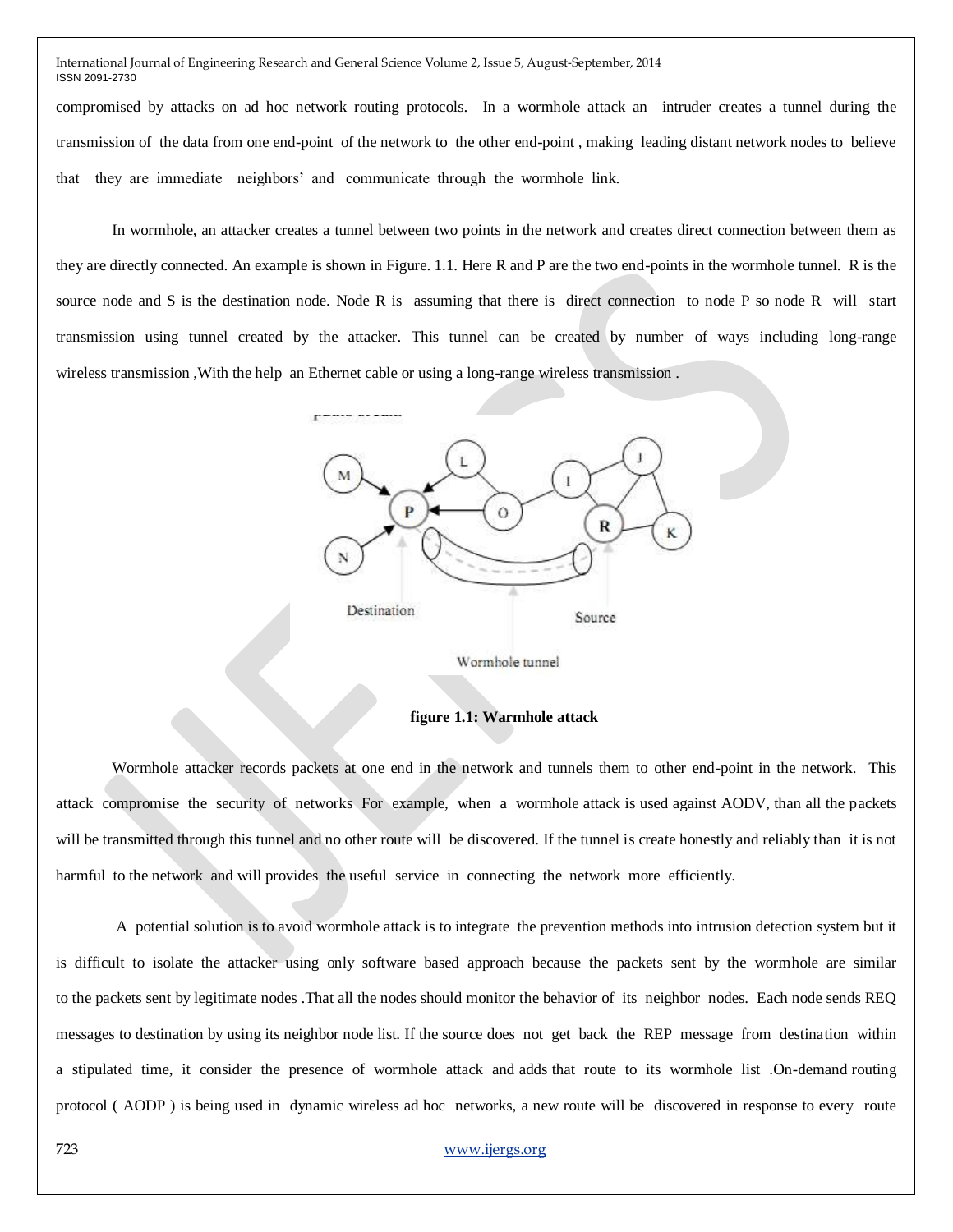compromised by attacks on ad hoc network routing protocols. In a wormhole attack an intruder creates a tunnel during the transmission of the data from one end-point of the network to the other end-point , making leading distant network nodes to believe that they are immediate neighbors' and communicate through the wormhole link.

In wormhole, an attacker creates a tunnel between two points in the network and creates direct connection between them as they are directly connected. An example is shown in Figure. 1.1. Here R and P are the two end-points in the wormhole tunnel. R is the source node and S is the destination node. Node R is assuming that there is direct connection to node P so node R will start transmission using tunnel created by the attacker. This tunnel can be created by number of ways including long-range wireless transmission ,With the help an Ethernet cable or using a long-range wireless transmission .

M
L
J
I
P
O
R
K
N
Destination
Source
Wormhole tunnel

**figure 1.1: Warmhole attack**

Wormhole attacker records packets at one end in the network and tunnels them to other end-point in the network. This attack compromise the security of networks For example, when a wormhole attack is used against AODV, than all the packets will be transmitted through this tunnel and no other route will be discovered. If the tunnel is create honestly and reliably than it is not harmful to the network and will provides the useful service in connecting the network more efficiently.

A potential solution is to avoid wormhole attack is to integrate the prevention methods into intrusion detection system but it is difficult to isolate the attacker using only software based approach because the packets sent by the wormhole are similar to the packets sent by legitimate nodes .That all the nodes should monitor the behavior of its neighbor nodes. Each node sends REQ messages to destination by using its neighbor node list. If the source does not get back the REP message from destination within a stipulated time, it consider the presence of wormhole attack and adds that route to its wormhole list .On-demand routing protocol ( AODP ) is being used in dynamic wireless ad hoc networks, a new route will be discovered in response to every route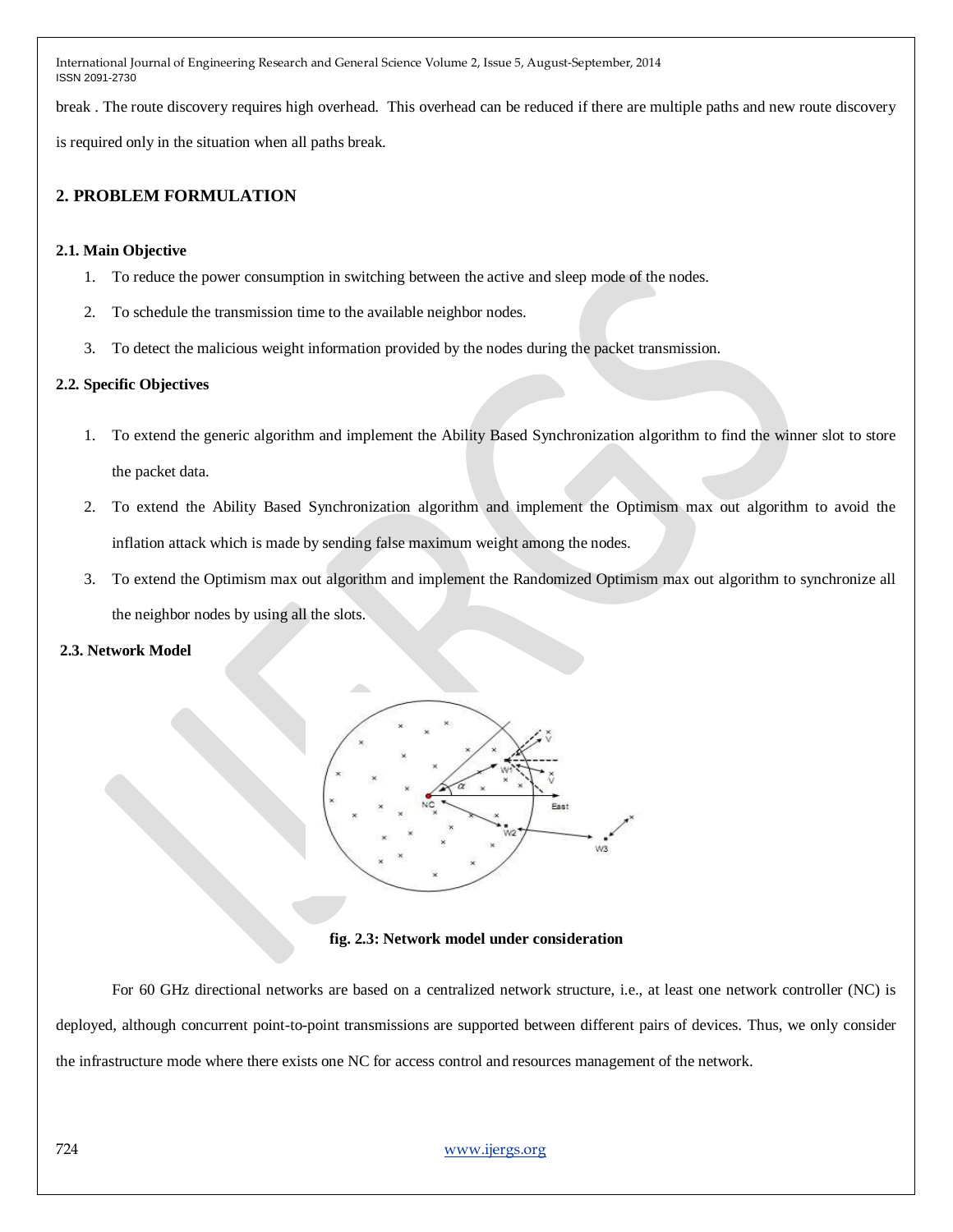break . The route discovery requires high overhead. This overhead can be reduced if there are multiple paths and new route discovery is required only in the situation when all paths break.

## 2. PROBLEM FORMULATION

### 2.1. Main Objective

1. To reduce the power consumption in switching between the active and sleep mode of the nodes.
2. To schedule the transmission time to the available neighbor nodes.
3. To detect the malicious weight information provided by the nodes during the packet transmission.

### 2.2. Specific Objectives

1. To extend the generic algorithm and implement the Ability Based Synchronization algorithm to find the winner slot to store the packet data.
2. To extend the Ability Based Synchronization algorithm and implement the Optimism max out algorithm to avoid the inflation attack which is made by sending false maximum weight among the nodes.
3. To extend the Optimism max out algorithm and implement the Randomized Optimism max out algorithm to synchronize all the neighbor nodes by using all the slots.

### 2.3. Network Model

NC

East

W1

W2

W3

V

V

α

**fig. 2.3: Network model under consideration**

For 60 GHz directional networks are based on a centralized network structure, i.e., at least one network controller (NC) is deployed, although concurrent point-to-point transmissions are supported between different pairs of devices. Thus, we only consider the infrastructure mode where there exists one NC for access control and resources management of the network.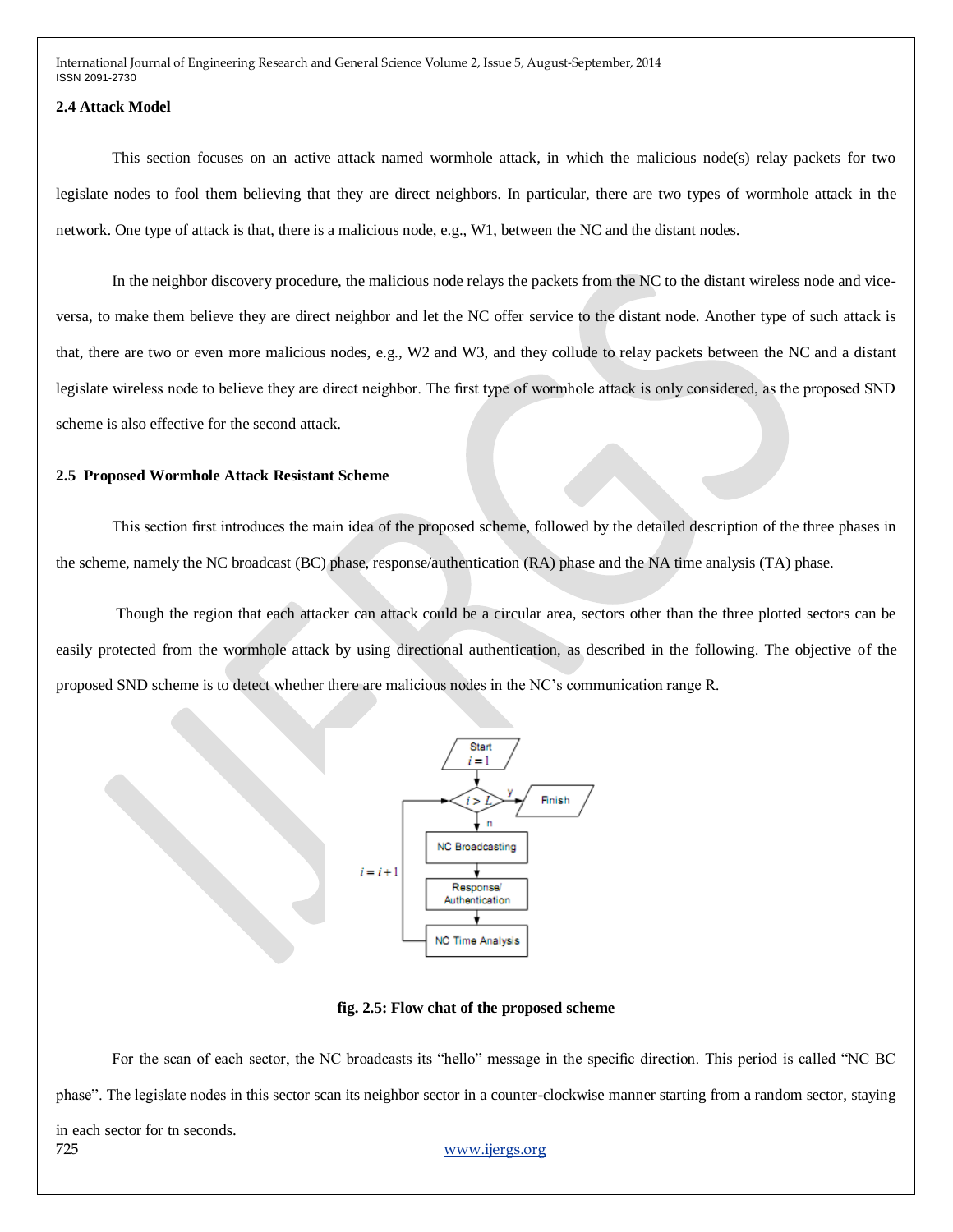## 2.4 Attack Model

This section focuses on an active attack named wormhole attack, in which the malicious node(s) relay packets for two legislate nodes to fool them believing that they are direct neighbors. In particular, there are two types of wormhole attack in the network. One type of attack is that, there is a malicious node, e.g., W1, between the NC and the distant nodes.

In the neighbor discovery procedure, the malicious node relays the packets from the NC to the distant wireless node and vice-versa, to make them believe they are direct neighbor and let the NC offer service to the distant node. Another type of such attack is that, there are two or even more malicious nodes, e.g., W2 and W3, and they collude to relay packets between the NC and a distant legislate wireless node to believe they are direct neighbor. The first type of wormhole attack is only considered, as the proposed SND scheme is also effective for the second attack.

## 2.5 Proposed Wormhole Attack Resistant Scheme

This section first introduces the main idea of the proposed scheme, followed by the detailed description of the three phases in the scheme, namely the NC broadcast (BC) phase, response/authentication (RA) phase and the NA time analysis (TA) phase.

Though the region that each attacker can attack could be a circular area, sectors other than the three plotted sectors can be easily protected from the wormhole attack by using directional authentication, as described in the following. The objective of the proposed SND scheme is to detect whether there are malicious nodes in the NC's communication range R.

Start
$i = 1$
$i > L$
y
Finish
n
NC Broadcasting
Response/
Authentication
NC Time Analysis
$i = i + 1$

**fig. 2.5: Flow chat of the proposed scheme**

For the scan of each sector, the NC broadcasts its "hello" message in the specific direction. This period is called "NC BC phase". The legislate nodes in this sector scan its neighbor sector in a counter-clockwise manner starting from a random sector, staying in each sector for tn seconds.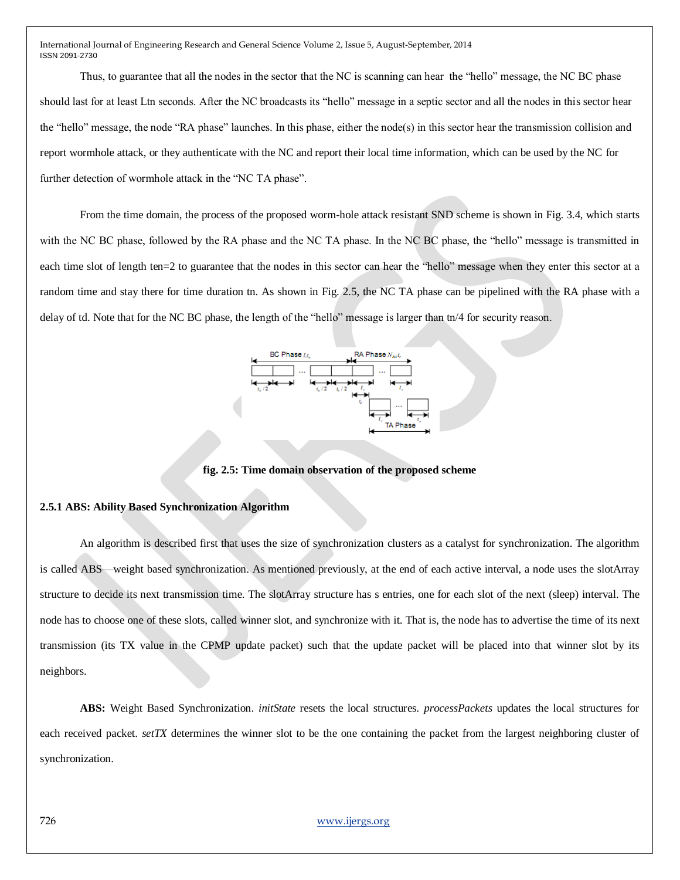Thus, to guarantee that all the nodes in the sector that the NC is scanning can hear the "hello" message, the NC BC phase should last for at least Ltn seconds. After the NC broadcasts its "hello" message in a septic sector and all the nodes in this sector hear the "hello" message, the node "RA phase" launches. In this phase, either the node(s) in this sector hear the transmission collision and report wormhole attack, or they authenticate with the NC and report their local time information, which can be used by the NC for further detection of wormhole attack in the "NC TA phase".

From the time domain, the process of the proposed worm-hole attack resistant SND scheme is shown in Fig. 3.4, which starts with the NC BC phase, followed by the RA phase and the NC TA phase. In the NC BC phase, the "hello" message is transmitted in each time slot of length ten=2 to guarantee that the nodes in this sector can hear the "hello" message when they enter this sector at a random time and stay there for time duration tn. As shown in Fig. 2.5, the NC TA phase can be pipelined with the RA phase with a delay of td. Note that for the NC BC phase, the length of the "hello" message is larger than tn/4 for security reason.

BC Phase $Lt_n$

RA Phase $N_{RA}t_r$

$t_n/2$

$t_n/2$

$t_n/2$

$t_r$

$t_r$

$t_d$

$t_r$

$t_r$

TA Phase

**fig. 2.5: Time domain observation of the proposed scheme**

### 2.5.1 ABS: Ability Based Synchronization Algorithm

An algorithm is described first that uses the size of synchronization clusters as a catalyst for synchronization. The algorithm is called ABS—weight based synchronization. As mentioned previously, at the end of each active interval, a node uses the slotArray structure to decide its next transmission time. The slotArray structure has s entries, one for each slot of the next (sleep) interval. The node has to choose one of these slots, called winner slot, and synchronize with it. That is, the node has to advertise the time of its next transmission (its TX value in the CPMP update packet) such that the update packet will be placed into that winner slot by its neighbors.

**ABS:** Weight Based Synchronization. *initState* resets the local structures. *processPackets* updates the local structures for each received packet. *setTX* determines the winner slot to be the one containing the packet from the largest neighboring cluster of synchronization.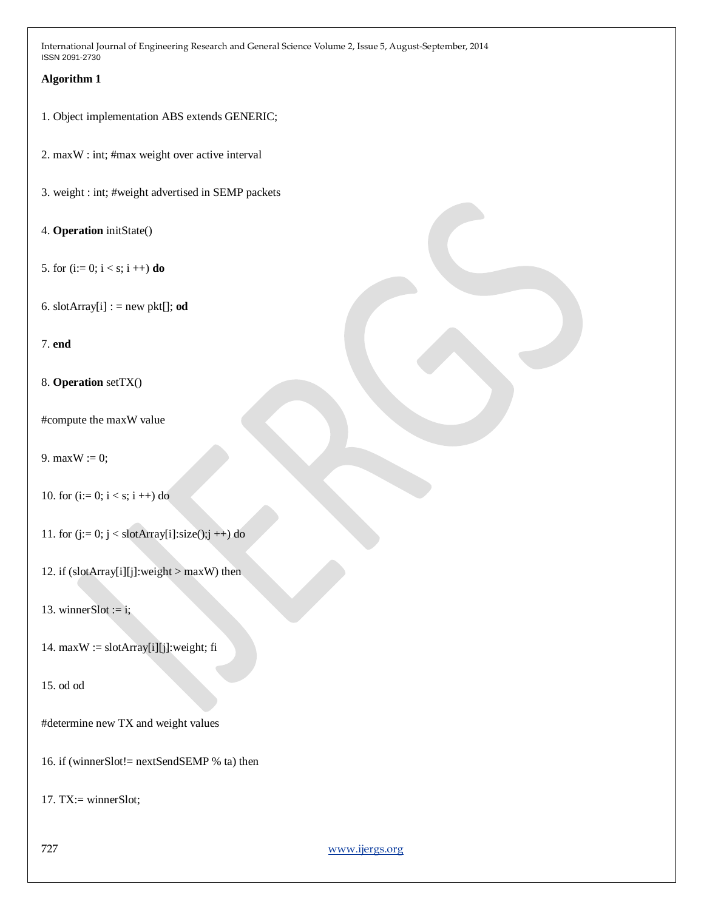**Algorithm 1**

1. Object implementation ABS extends GENERIC;

2. maxW : int; #max weight over active interval

3. weight : int; #weight advertised in SEMP packets

4. **Operation** initState()

5. for (i:= 0; i < s; i ++) **do**

6. slotArray[i] : = new pkt[]; **od**

7. **end**

8. **Operation** setTX()

#compute the maxW value

9. maxW := 0;

10. for (i:= 0; i < s; i ++) do

11. for (j:= 0; j < slotArray[i]:size();j ++) do

12. if (slotArray[i][j]:weight > maxW) then

13. winnerSlot := i;

14. maxW := slotArray[i][j]:weight; fi

15. od od

#determine new TX and weight values

16. if (winnerSlot!= nextSendSEMP % ta) then

17. TX:= winnerSlot;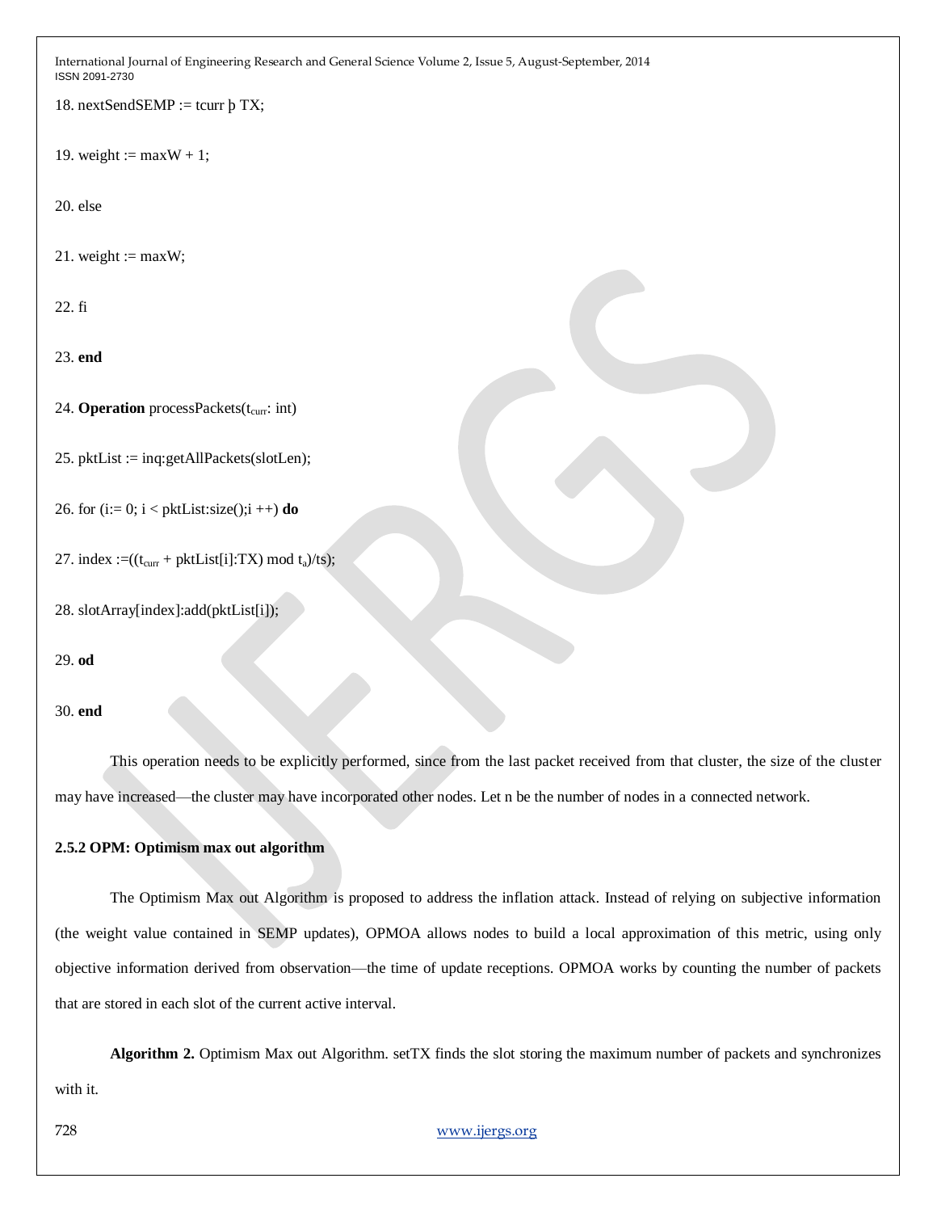18. nextSendSEMP := tcurr þ TX;

19. weight := maxW + 1;

20. else

21. weight := maxW;

22. fi

23. **end**

24. **Operation** processPackets($t_{curr}$: int)

25. pktList := inq:getAllPackets(slotLen);

26. for (i:= 0; i < pktList:size();i ++) **do**

27. index :=(($t_{curr}$ + pktList[i]:TX) mod $t_a$)/ts);

28. slotArray[index]:add(pktList[i]);

29. **od**

30. **end**

This operation needs to be explicitly performed, since from the last packet received from that cluster, the size of the cluster may have increased—the cluster may have incorporated other nodes. Let n be the number of nodes in a connected network.

#### 2.5.2 OPM: Optimism max out algorithm

The Optimism Max out Algorithm is proposed to address the inflation attack. Instead of relying on subjective information (the weight value contained in SEMP updates), OPMOA allows nodes to build a local approximation of this metric, using only objective information derived from observation—the time of update receptions. OPMOA works by counting the number of packets that are stored in each slot of the current active interval.

**Algorithm 2.** Optimism Max out Algorithm. setTX finds the slot storing the maximum number of packets and synchronizes with it.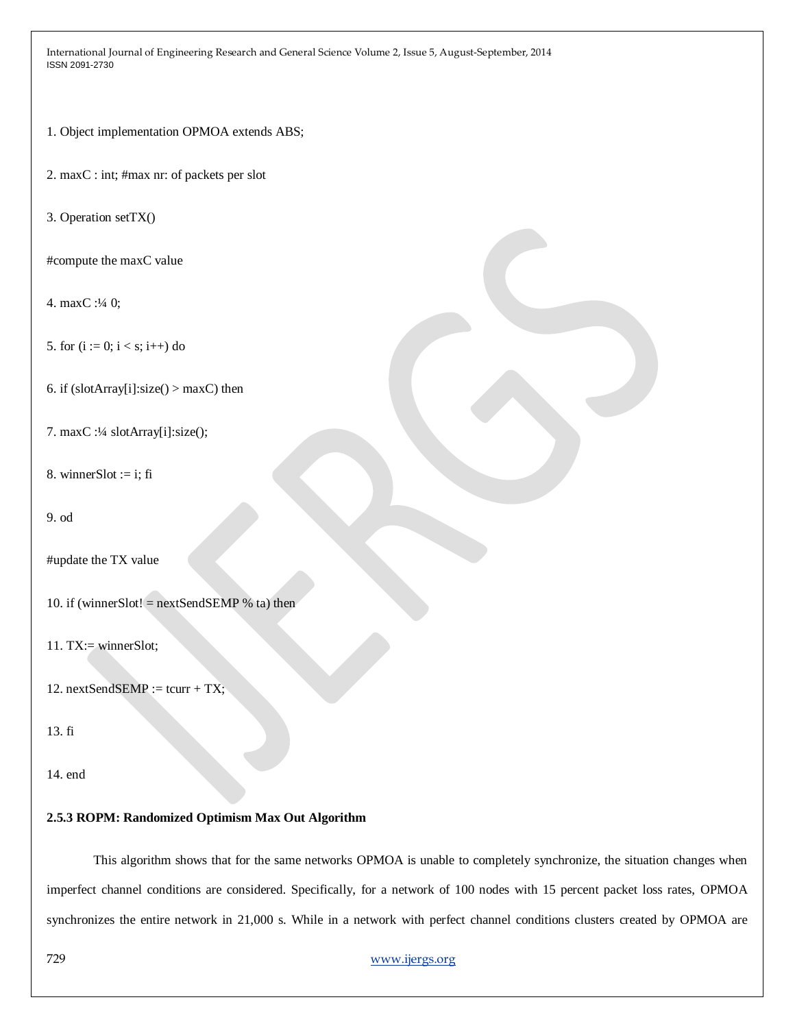1. Object implementation OPMOA extends ABS;

2. maxC : int; #max nr: of packets per slot

3. Operation setTX()

#compute the maxC value

4. maxC :¼ 0;

5. for (i := 0; i < s; i++) do

6. if (slotArray[i]:size() > maxC) then

7. maxC :¼ slotArray[i]:size();

8. winnerSlot := i; fi

9. od

#update the TX value

10. if (winnerSlot! = nextSendSEMP % ta) then

11. TX:= winnerSlot;

12. nextSendSEMP := tcurr + TX;

13. fi

14. end

**2.5.3 ROPM: Randomized Optimism Max Out Algorithm**

This algorithm shows that for the same networks OPMOA is unable to completely synchronize, the situation changes when imperfect channel conditions are considered. Specifically, for a network of 100 nodes with 15 percent packet loss rates, OPMOA synchronizes the entire network in 21,000 s. While in a network with perfect channel conditions clusters created by OPMOA are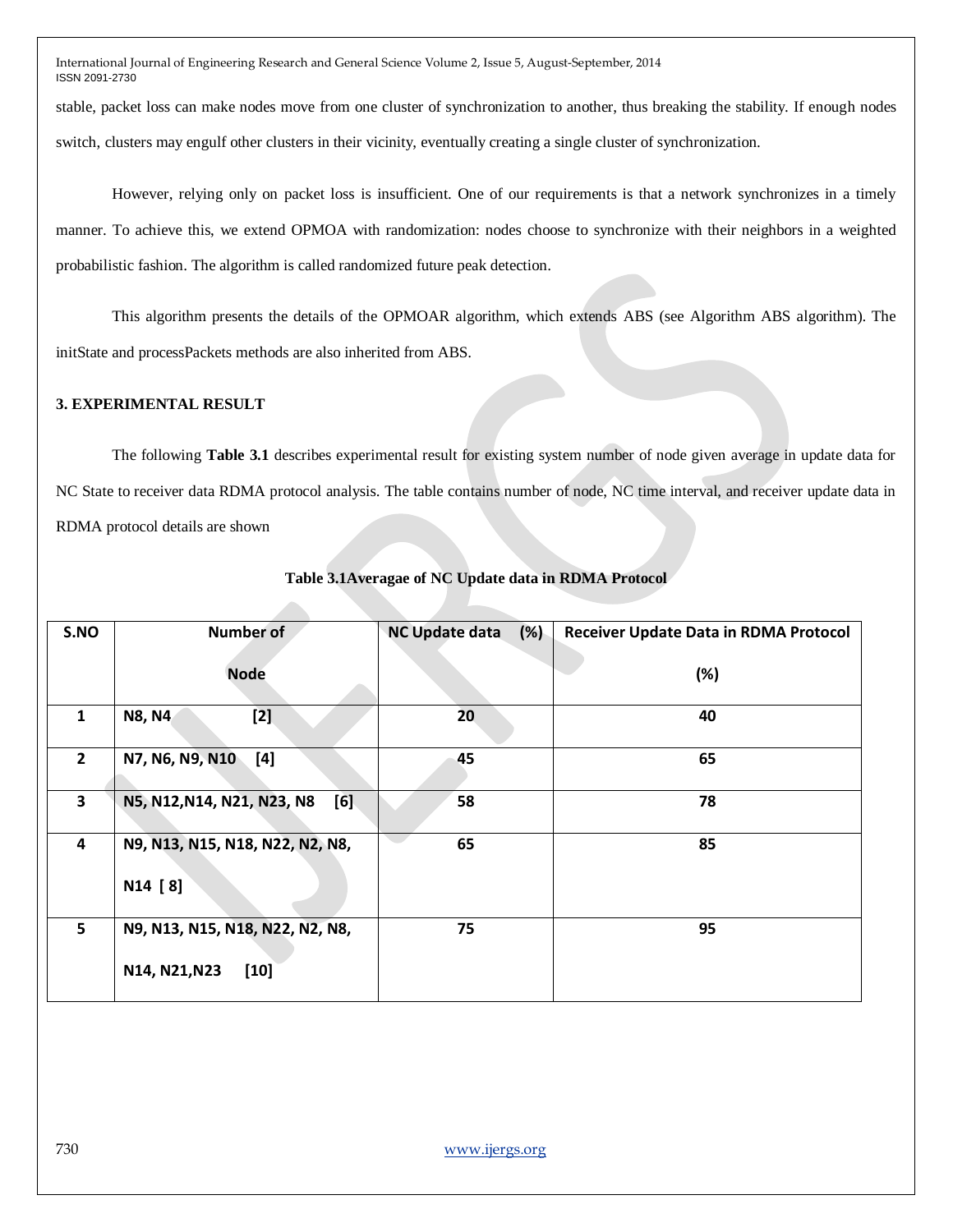stable, packet loss can make nodes move from one cluster of synchronization to another, thus breaking the stability. If enough nodes switch, clusters may engulf other clusters in their vicinity, eventually creating a single cluster of synchronization.

However, relying only on packet loss is insufficient. One of our requirements is that a network synchronizes in a timely manner. To achieve this, we extend OPMOA with randomization: nodes choose to synchronize with their neighbors in a weighted probabilistic fashion. The algorithm is called randomized future peak detection.

This algorithm presents the details of the OPMOAR algorithm, which extends ABS (see Algorithm ABS algorithm). The initState and processPackets methods are also inherited from ABS.

### 3. EXPERIMENTAL RESULT

The following **Table 3.1** describes experimental result for existing system number of node given average in update data for NC State to receiver data RDMA protocol analysis. The table contains number of node, NC time interval, and receiver update data in RDMA protocol details are shown

**Table 3.1Averagae of NC Update data in RDMA Protocol**

| S.NO | Number of Node | NC Update data (%) | Receiver Update Data in RDMA Protocol (%) |
|---|---|---|---|
| 1 | N8, N4 [2] | 20 | 40 |
| 2 | N7, N6, N9, N10 [4] | 45 | 65 |
| 3 | N5, N12,N14, N21, N23, N8 [6] | 58 | 78 |
| 4 | N9, N13, N15, N18, N22, N2, N8, N14 [ 8] | 65 | 85 |
| 5 | N9, N13, N15, N18, N22, N2, N8, N14, N21,N23 [10] | 75 | 95 |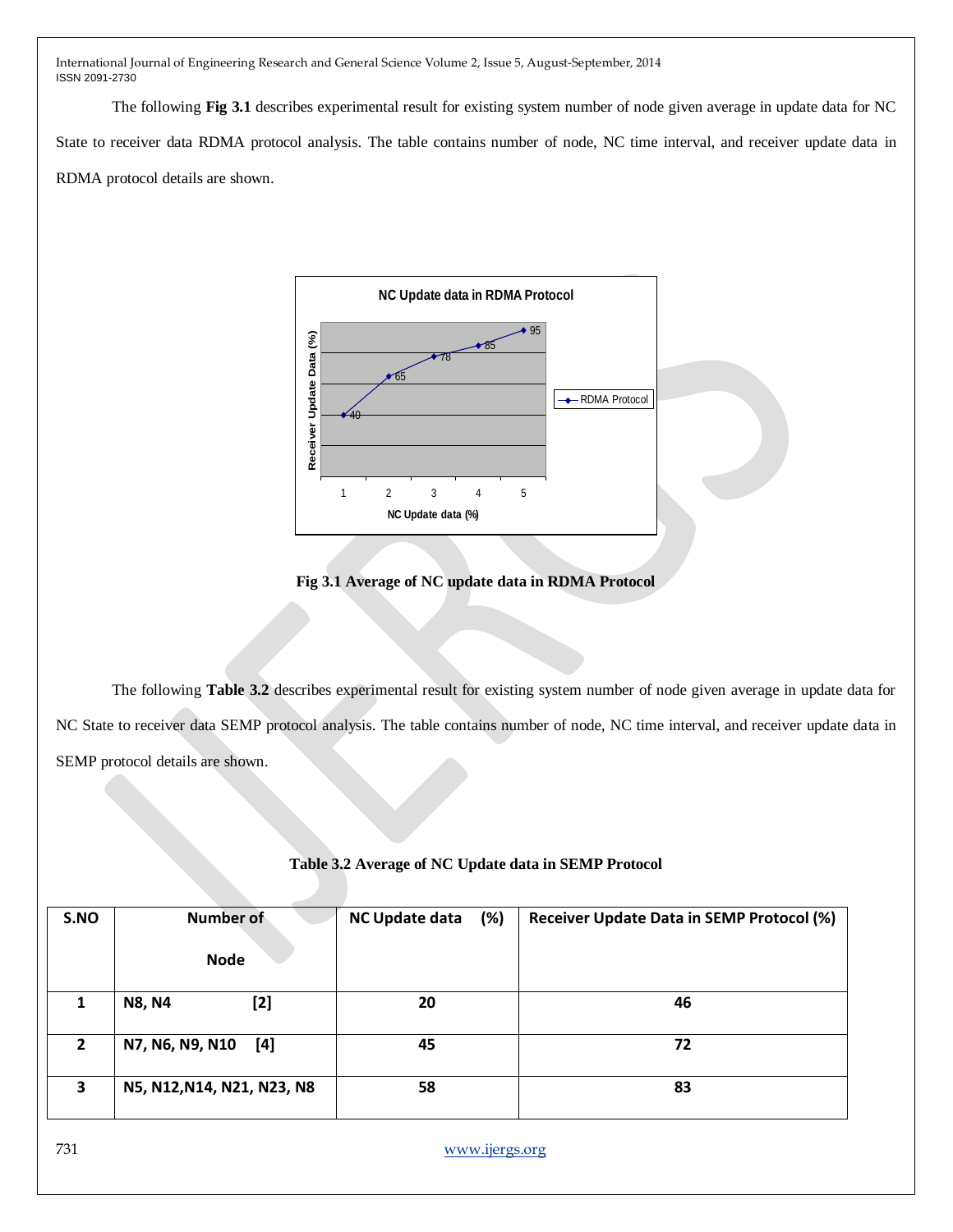The following **Fig 3.1** describes experimental result for existing system number of node given average in update data for NC State to receiver data RDMA protocol analysis. The table contains number of node, NC time interval, and receiver update data in RDMA protocol details are shown.

NC Update data in RDMA Protocol

Receiver Update Data (%)

40
65
78
85
95

1
2
3
4
5

NC Update data (%)

RDMA Protocol

**Fig 3.1 Average of NC update data in RDMA Protocol**

The following **Table 3.2** describes experimental result for existing system number of node given average in update data for NC State to receiver data SEMP protocol analysis. The table contains number of node, NC time interval, and receiver update data in SEMP protocol details are shown.

**Table 3.2 Average of NC Update data in SEMP Protocol**

| S.NO | Number of Node | NC Update data (%) | Receiver Update Data in SEMP Protocol (%) |
|---|---|---|---|
| 1 | N8, N4 [2] | 20 | 46 |
| 2 | N7, N6, N9, N10 [4] | 45 | 72 |
| 3 | N5, N12,N14, N21, N23, N8 | 58 | 83 |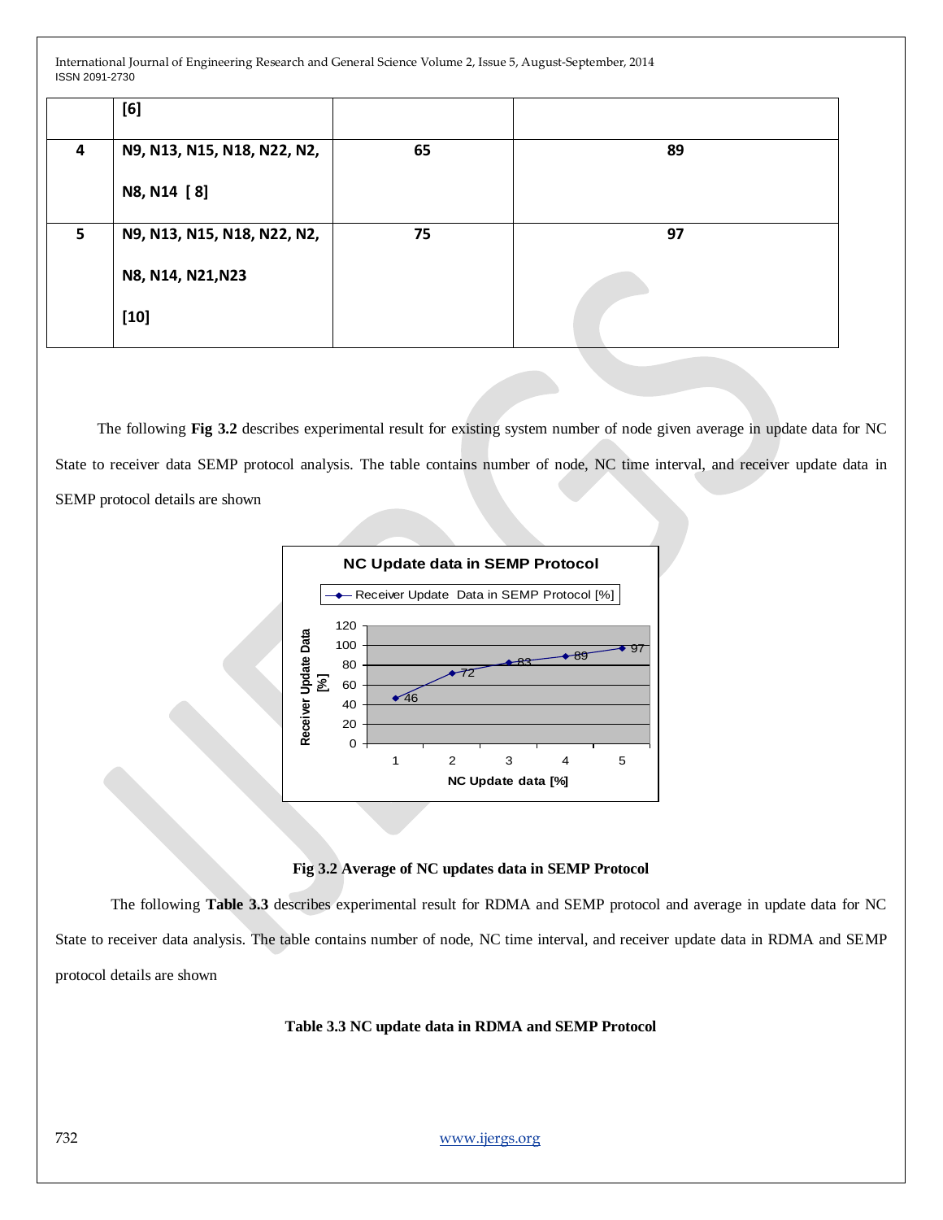| | | | |
|---|---|---|---|
| | [6] | | |
| 4 | N9, N13, N15, N18, N22, N2, N8, N14 [ 8] | 65 | 89 |
| 5 | N9, N13, N15, N18, N22, N2, N8, N14, N21,N23 [10] | 75 | 97 |

The following **Fig 3.2** describes experimental result for existing system number of node given average in update data for NC State to receiver data SEMP protocol analysis. The table contains number of node, NC time interval, and receiver update data in SEMP protocol details are shown

NC Update data in SEMP Protocol

Receiver Update Data in SEMP Protocol [%]

Receiver Update Data [%]

120
100
80
60
40
20
0

46
72
83
89
97

1
2
3
4
5

NC Update data [%]

**Fig 3.2 Average of NC updates data in SEMP Protocol**

The following **Table 3.3** describes experimental result for RDMA and SEMP protocol and average in update data for NC State to receiver data analysis. The table contains number of node, NC time interval, and receiver update data in RDMA and SEMP protocol details are shown

**Table 3.3 NC update data in RDMA and SEMP Protocol**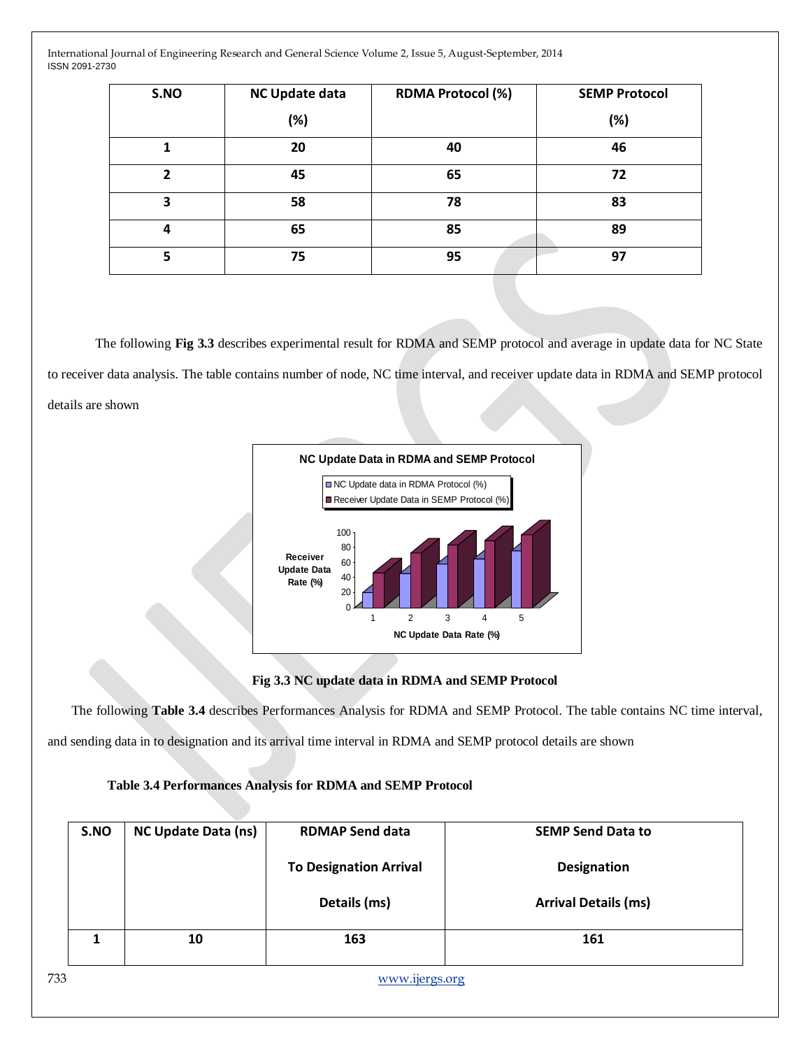| S.NO | NC Update data (%) | RDMA Protocol (%) | SEMP Protocol (%) |
|---|---|---|---|
| 1 | 20 | 40 | 46 |
| 2 | 45 | 65 | 72 |
| 3 | 58 | 78 | 83 |
| 4 | 65 | 85 | 89 |
| 5 | 75 | 95 | 97 |

The following **Fig 3.3** describes experimental result for RDMA and SEMP protocol and average in update data for NC State to receiver data analysis. The table contains number of node, NC time interval, and receiver update data in RDMA and SEMP protocol details are shown

NC Update Data in RDMA and SEMP Protocol

NC Update data in RDMA Protocol (%)

Receiver Update Data in SEMP Protocol (%)

Receiver Update Data Rate (%)

100
80
60
40
20
0

1 2 3 4 5

NC Update Data Rate (%)

**Fig 3.3 NC update data in RDMA and SEMP Protocol**

The following **Table 3.4** describes Performances Analysis for RDMA and SEMP Protocol. The table contains NC time interval, and sending data in to designation and its arrival time interval in RDMA and SEMP protocol details are shown

**Table 3.4 Performances Analysis for RDMA and SEMP Protocol**

| S.NO | NC Update Data (ns) | RDMAP Send data To Designation Arrival Details (ms) | SEMP Send Data to Designation Arrival Details (ms) |
|---|---|---|---|
| 1 | 10 | 163 | 161 |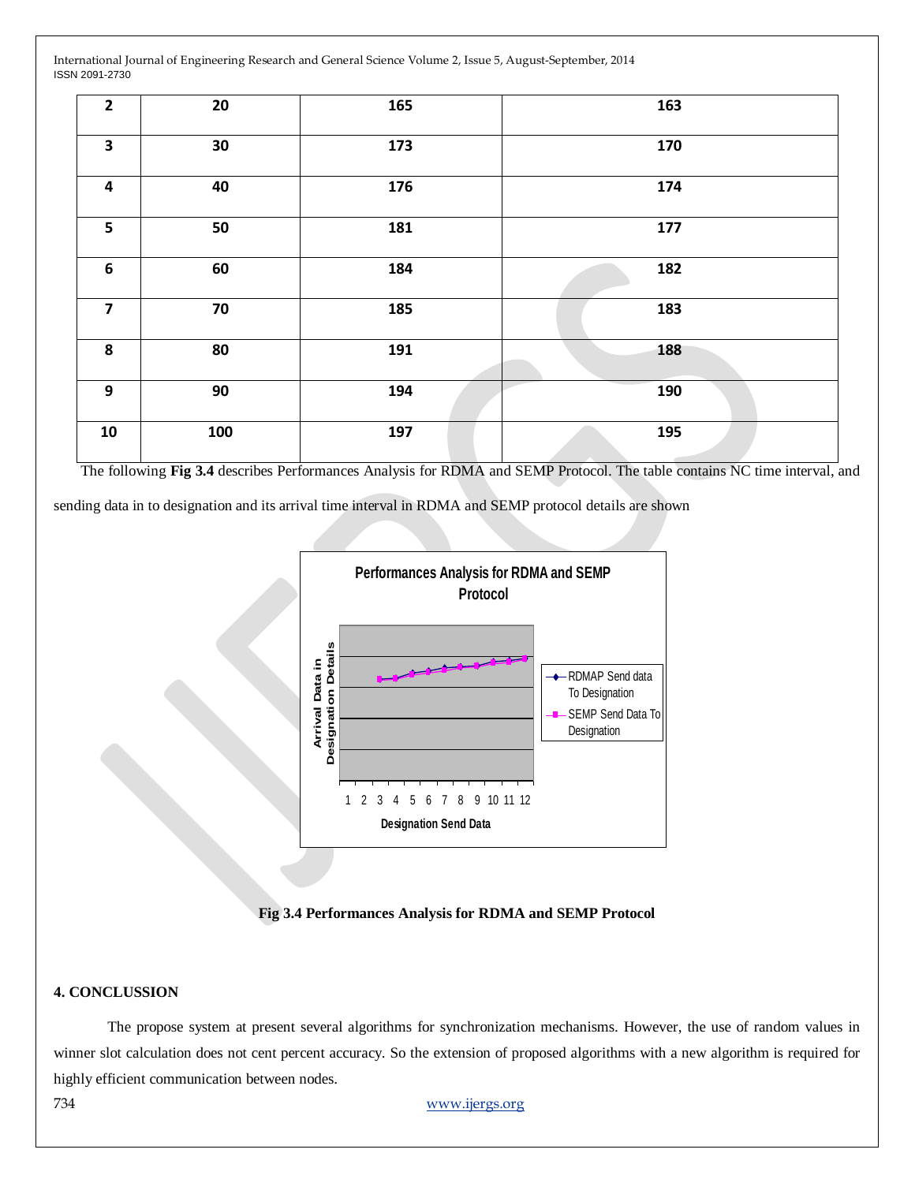| | | | |
|---|---|---|---|
| 2 | 20 | 165 | 163 |
| 3 | 30 | 173 | 170 |
| 4 | 40 | 176 | 174 |
| 5 | 50 | 181 | 177 |
| 6 | 60 | 184 | 182 |
| 7 | 70 | 185 | 183 |
| 8 | 80 | 191 | 188 |
| 9 | 90 | 194 | 190 |
| 10 | 100 | 197 | 195 |

The following **Fig 3.4** describes Performances Analysis for RDMA and SEMP Protocol. The table contains NC time interval, and sending data in to designation and its arrival time interval in RDMA and SEMP protocol details are shown

Performances Analysis for RDMA and SEMP Protocol

Arrival Data in Designation Details

1 2 3 4 5 6 7 8 9 10 11 12

Designation Send Data

RDMAP Send data To Designation

SEMP Send Data To Designation

**Fig 3.4 Performances Analysis for RDMA and SEMP Protocol**

### 4. CONCLUSSION

The propose system at present several algorithms for synchronization mechanisms. However, the use of random values in winner slot calculation does not cent percent accuracy. So the extension of proposed algorithms with a new algorithm is required for highly efficient communication between nodes.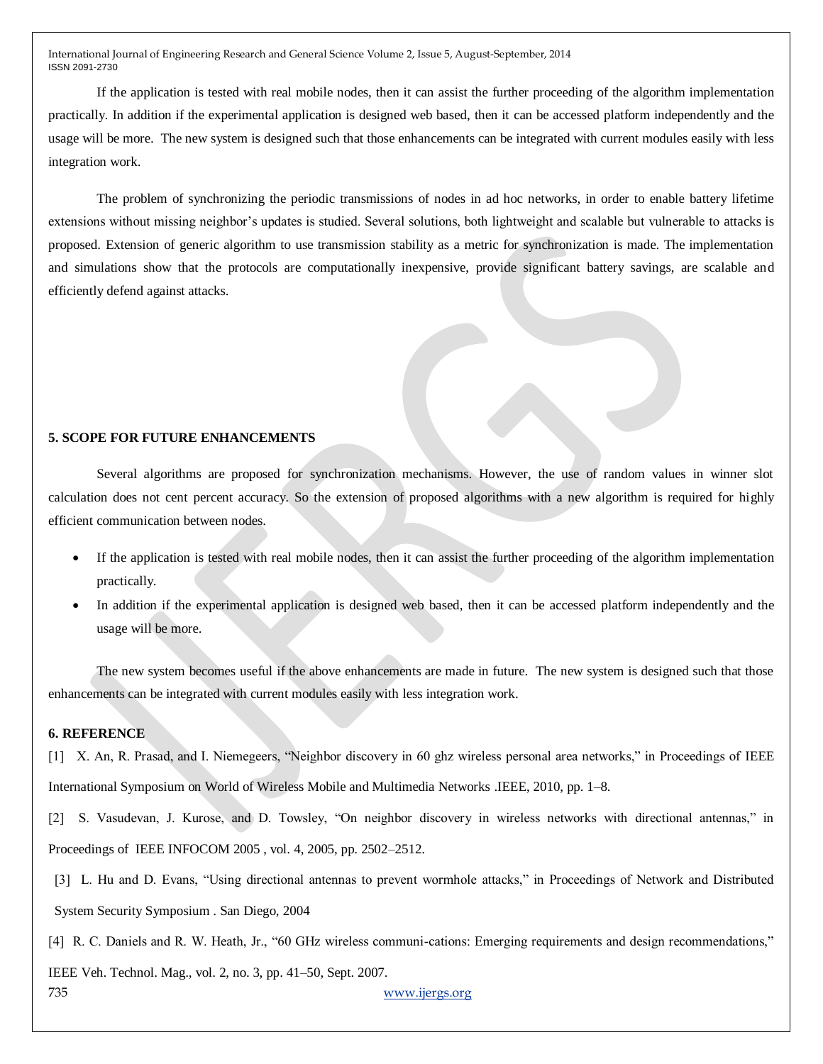If the application is tested with real mobile nodes, then it can assist the further proceeding of the algorithm implementation practically. In addition if the experimental application is designed web based, then it can be accessed platform independently and the usage will be more. The new system is designed such that those enhancements can be integrated with current modules easily with less integration work.

The problem of synchronizing the periodic transmissions of nodes in ad hoc networks, in order to enable battery lifetime extensions without missing neighbor's updates is studied. Several solutions, both lightweight and scalable but vulnerable to attacks is proposed. Extension of generic algorithm to use transmission stability as a metric for synchronization is made. The implementation and simulations show that the protocols are computationally inexpensive, provide significant battery savings, are scalable and efficiently defend against attacks.

## 5. SCOPE FOR FUTURE ENHANCEMENTS

Several algorithms are proposed for synchronization mechanisms. However, the use of random values in winner slot calculation does not cent percent accuracy. So the extension of proposed algorithms with a new algorithm is required for highly efficient communication between nodes.

- If the application is tested with real mobile nodes, then it can assist the further proceeding of the algorithm implementation practically.
- In addition if the experimental application is designed web based, then it can be accessed platform independently and the usage will be more.

The new system becomes useful if the above enhancements are made in future. The new system is designed such that those enhancements can be integrated with current modules easily with less integration work.

## 6. REFERENCE

[1] X. An, R. Prasad, and I. Niemegeers, "Neighbor discovery in 60 ghz wireless personal area networks," in Proceedings of IEEE International Symposium on World of Wireless Mobile and Multimedia Networks .IEEE, 2010, pp. 1–8.

[2] S. Vasudevan, J. Kurose, and D. Towsley, "On neighbor discovery in wireless networks with directional antennas," in Proceedings of IEEE INFOCOM 2005 , vol. 4, 2005, pp. 2502–2512.

[3] L. Hu and D. Evans, "Using directional antennas to prevent wormhole attacks," in Proceedings of Network and Distributed System Security Symposium . San Diego, 2004

[4] R. C. Daniels and R. W. Heath, Jr., "60 GHz wireless communi-cations: Emerging requirements and design recommendations," IEEE Veh. Technol. Mag., vol. 2, no. 3, pp. 41–50, Sept. 2007.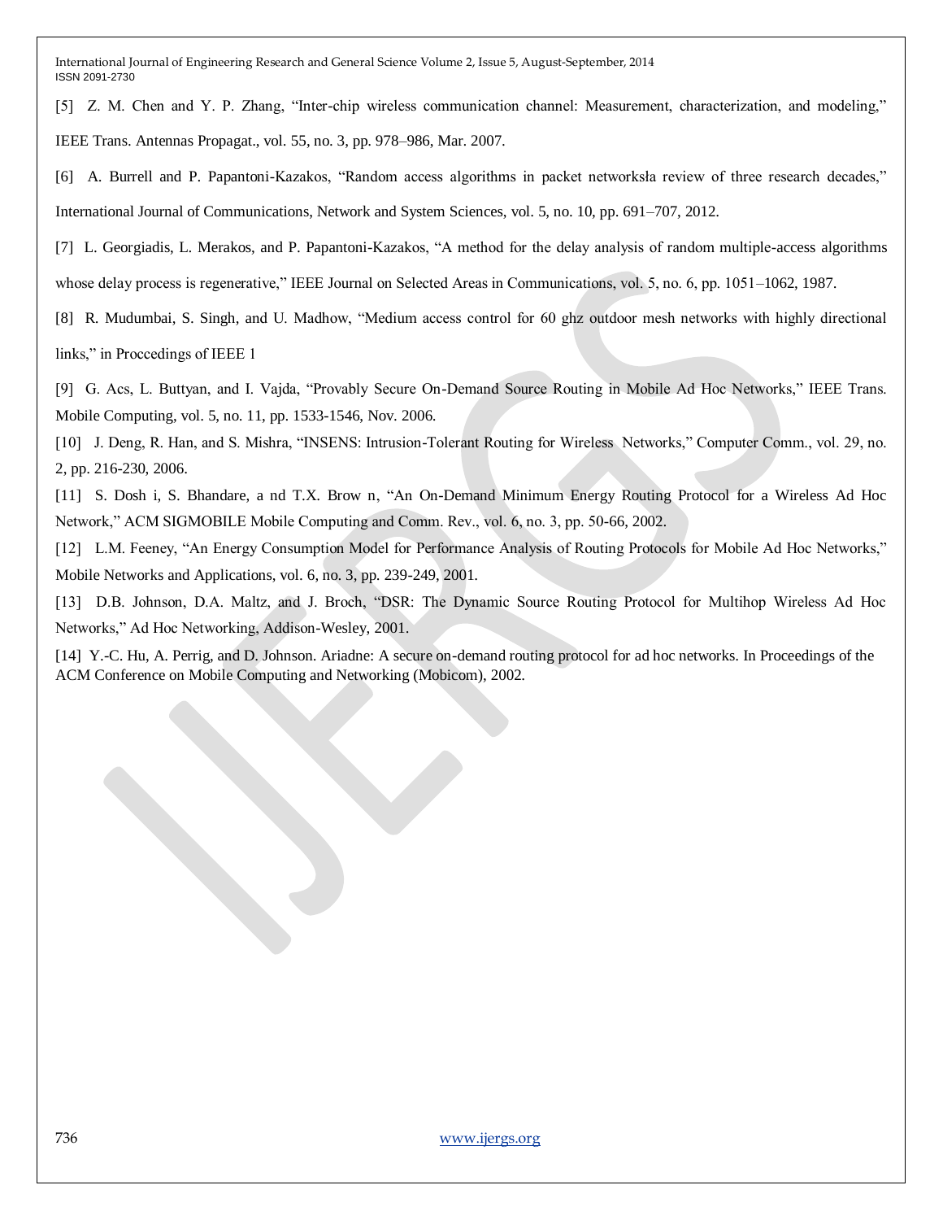[5] Z. M. Chen and Y. P. Zhang, "Inter-chip wireless communication channel: Measurement, characterization, and modeling," IEEE Trans. Antennas Propagat., vol. 55, no. 3, pp. 978–986, Mar. 2007.

[6] A. Burrell and P. Papantoni-Kazakos, "Random access algorithms in packet networksła review of three research decades," International Journal of Communications, Network and System Sciences, vol. 5, no. 10, pp. 691–707, 2012.

[7] L. Georgiadis, L. Merakos, and P. Papantoni-Kazakos, "A method for the delay analysis of random multiple-access algorithms whose delay process is regenerative," IEEE Journal on Selected Areas in Communications, vol. 5, no. 6, pp. 1051–1062, 1987.

[8] R. Mudumbai, S. Singh, and U. Madhow, "Medium access control for 60 ghz outdoor mesh networks with highly directional links," in Proccedings of IEEE 1

[9] G. Acs, L. Buttyan, and I. Vajda, "Provably Secure On-Demand Source Routing in Mobile Ad Hoc Networks," IEEE Trans. Mobile Computing, vol. 5, no. 11, pp. 1533-1546, Nov. 2006.

[10] J. Deng, R. Han, and S. Mishra, "INSENS: Intrusion-Tolerant Routing for Wireless Networks," Computer Comm., vol. 29, no. 2, pp. 216-230, 2006.

[11] S. Dosh i, S. Bhandare, a nd T.X. Brow n, "An On-Demand Minimum Energy Routing Protocol for a Wireless Ad Hoc Network," ACM SIGMOBILE Mobile Computing and Comm. Rev., vol. 6, no. 3, pp. 50-66, 2002.

[12] L.M. Feeney, "An Energy Consumption Model for Performance Analysis of Routing Protocols for Mobile Ad Hoc Networks," Mobile Networks and Applications, vol. 6, no. 3, pp. 239-249, 2001.

[13] D.B. Johnson, D.A. Maltz, and J. Broch, "DSR: The Dynamic Source Routing Protocol for Multihop Wireless Ad Hoc Networks," Ad Hoc Networking, Addison-Wesley, 2001.

[14] Y.-C. Hu, A. Perrig, and D. Johnson. Ariadne: A secure on-demand routing protocol for ad hoc networks. In Proceedings of the ACM Conference on Mobile Computing and Networking (Mobicom), 2002.